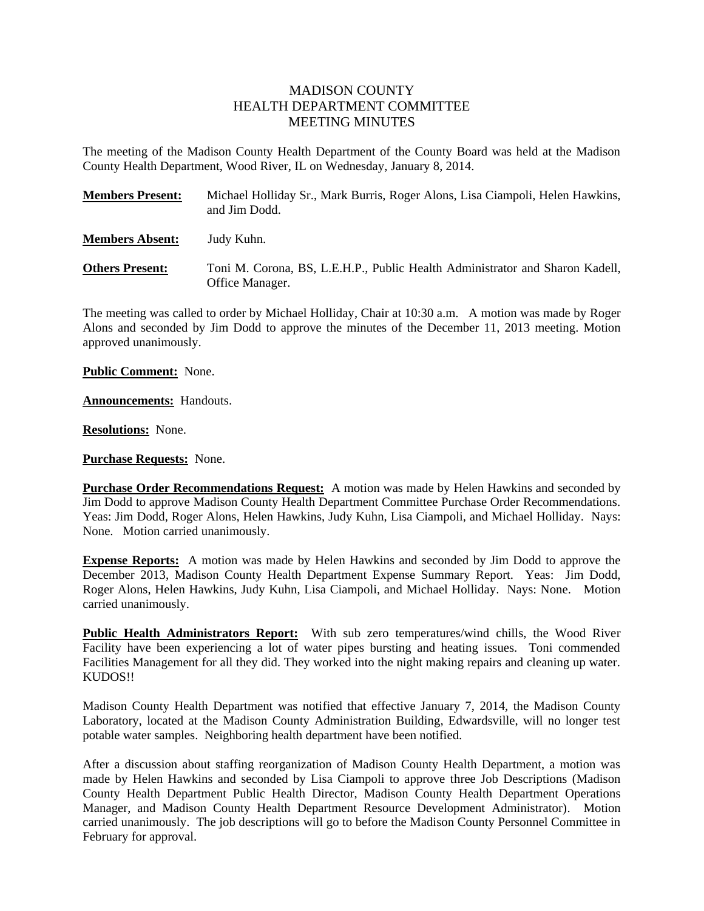# MADISON COUNTY
# HEALTH DEPARTMENT COMMITTEE
# MEETING MINUTES

The meeting of the Madison County Health Department of the County Board was held at the Madison County Health Department, Wood River, IL on Wednesday, January 8, 2014.

**Members Present:** Michael Holliday Sr., Mark Burris, Roger Alons, Lisa Ciampoli, Helen Hawkins, and Jim Dodd.

**Members Absent:** Judy Kuhn.

**Others Present:** Toni M. Corona, BS, L.E.H.P., Public Health Administrator and Sharon Kadell, Office Manager.

The meeting was called to order by Michael Holliday, Chair at 10:30 a.m. A motion was made by Roger Alons and seconded by Jim Dodd to approve the minutes of the December 11, 2013 meeting. Motion approved unanimously.

**Public Comment:** None.

**Announcements:** Handouts.

**Resolutions:** None.

**Purchase Requests:** None.

**Purchase Order Recommendations Request:** A motion was made by Helen Hawkins and seconded by Jim Dodd to approve Madison County Health Department Committee Purchase Order Recommendations. Yeas: Jim Dodd, Roger Alons, Helen Hawkins, Judy Kuhn, Lisa Ciampoli, and Michael Holliday. Nays: None. Motion carried unanimously.

**Expense Reports:** A motion was made by Helen Hawkins and seconded by Jim Dodd to approve the December 2013, Madison County Health Department Expense Summary Report. Yeas: Jim Dodd, Roger Alons, Helen Hawkins, Judy Kuhn, Lisa Ciampoli, and Michael Holliday. Nays: None. Motion carried unanimously.

**Public Health Administrators Report:** With sub zero temperatures/wind chills, the Wood River Facility have been experiencing a lot of water pipes bursting and heating issues. Toni commended Facilities Management for all they did. They worked into the night making repairs and cleaning up water. KUDOS!!

Madison County Health Department was notified that effective January 7, 2014, the Madison County Laboratory, located at the Madison County Administration Building, Edwardsville, will no longer test potable water samples. Neighboring health department have been notified.

After a discussion about staffing reorganization of Madison County Health Department, a motion was made by Helen Hawkins and seconded by Lisa Ciampoli to approve three Job Descriptions (Madison County Health Department Public Health Director, Madison County Health Department Operations Manager, and Madison County Health Department Resource Development Administrator). Motion carried unanimously. The job descriptions will go to before the Madison County Personnel Committee in February for approval.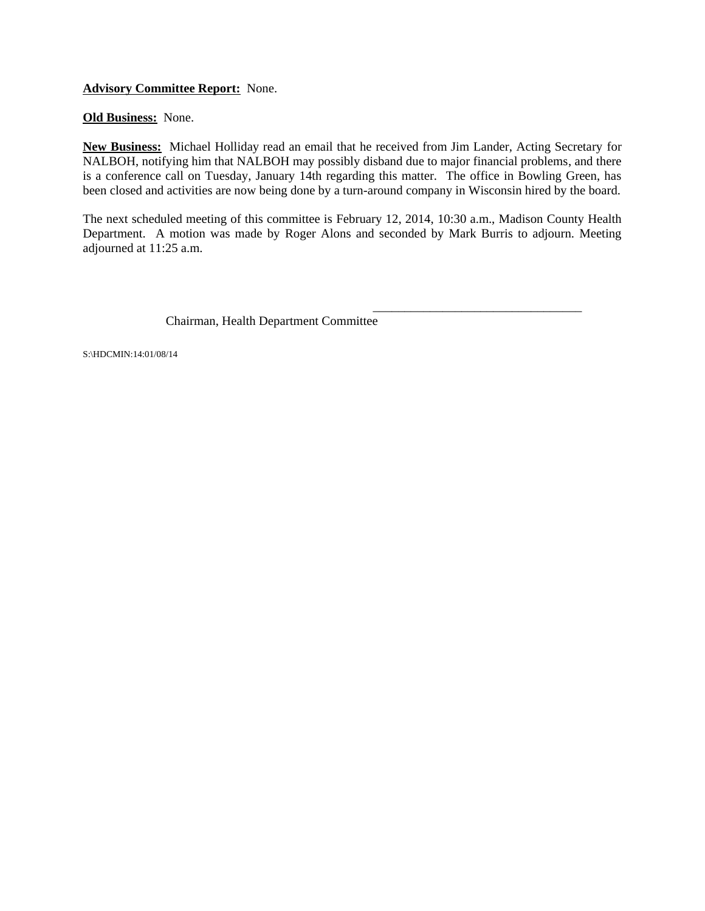**Advisory Committee Report:** None.

**Old Business:** None.

**New Business:** Michael Holliday read an email that he received from Jim Lander, Acting Secretary for NALBOH, notifying him that NALBOH may possibly disband due to major financial problems, and there is a conference call on Tuesday, January 14th regarding this matter. The office in Bowling Green, has been closed and activities are now being done by a turn-around company in Wisconsin hired by the board.

The next scheduled meeting of this committee is February 12, 2014, 10:30 a.m., Madison County Health Department. A motion was made by Roger Alons and seconded by Mark Burris to adjourn. Meeting adjourned at 11:25 a.m.

\_\_\_\_\_\_\_\_\_\_\_\_\_\_\_\_\_\_\_\_\_\_\_\_\_\_\_\_\_\_\_\_\_\_

Chairman, Health Department Committee

S:\HDCMIN:14:01/08/14